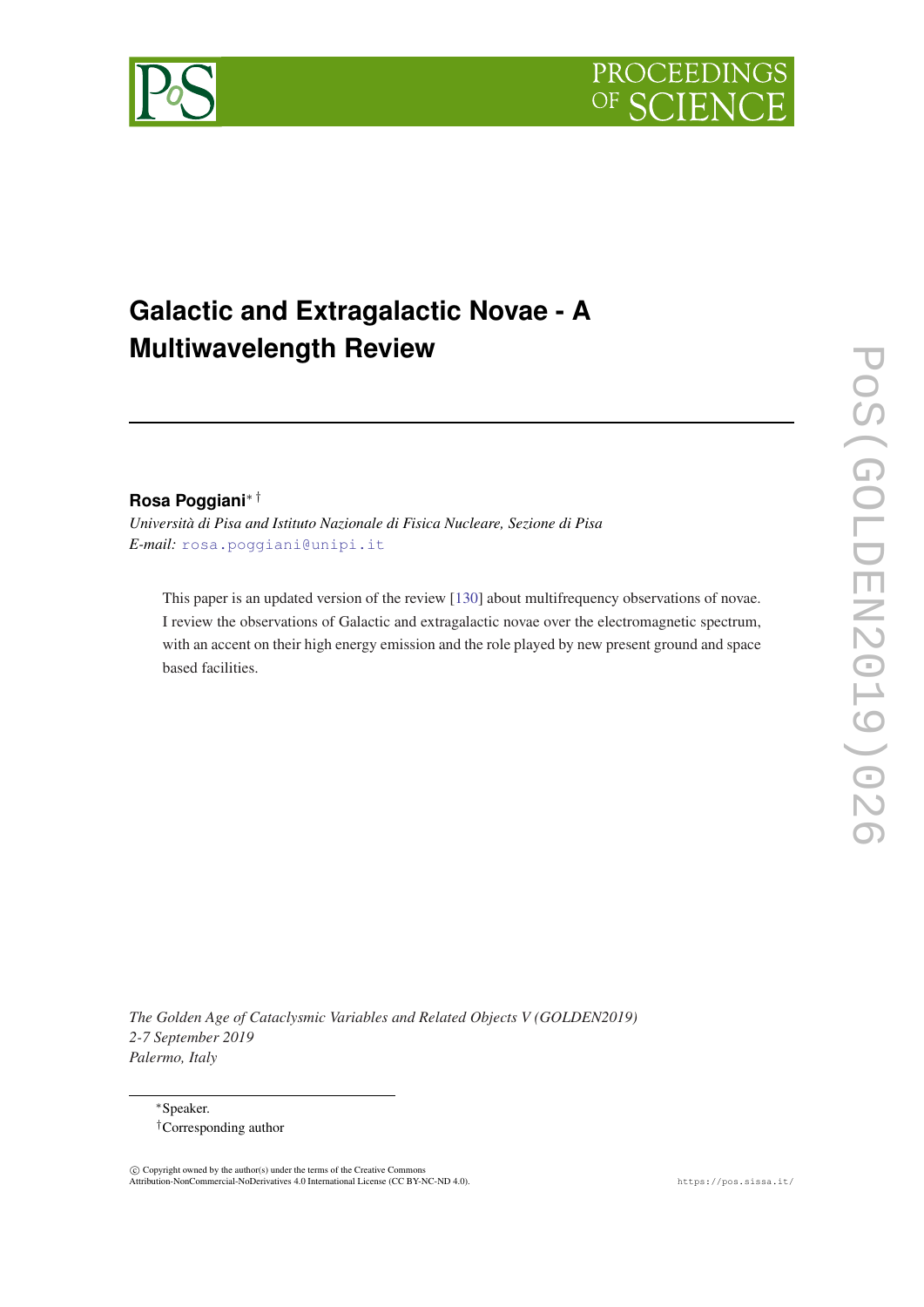# Galactic and Extragalactic Novae - A Multiwavelength Review

**Rosa Poggiani**[*] [†]

*Università di Pisa and Istituto Nazionale di Fisica Nucleare, Sezione di Pisa*
*E-mail:* rosa.poggiani@unipi.it

This paper is an updated version of the review [130] about multifrequency observations of novae. I review the observations of Galactic and extragalactic novae over the electromagnetic spectrum, with an accent on their high energy emission and the role played by new present ground and space based facilities.

*The Golden Age of Cataclysmic Variables and Related Objects V (GOLDEN2019)*
*2-7 September 2019*
*Palermo, Italy*

[*] Speaker.
[†] Corresponding author

© Copyright owned by the author(s) under the terms of the Creative Commons Attribution-NonCommercial-NoDerivatives 4.0 International License (CC BY-NC-ND 4.0).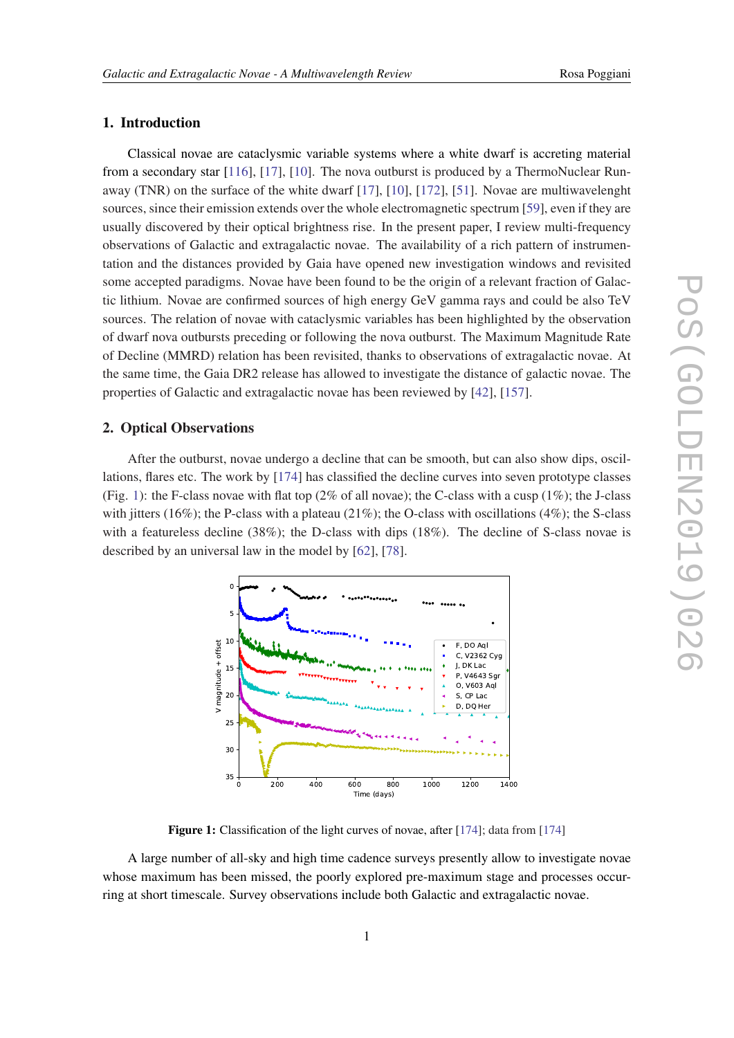## 1. Introduction

Classical novae are cataclysmic variable systems where a white dwarf is accreting material from a secondary star [116], [17], [10]. The nova outburst is produced by a ThermoNuclear Runaway (TNR) on the surface of the white dwarf [17], [10], [172], [51]. Novae are multiwavelenght sources, since their emission extends over the whole electromagnetic spectrum [59], even if they are usually discovered by their optical brightness rise. In the present paper, I review multi-frequency observations of Galactic and extragalactic novae. The availability of a rich pattern of instrumentation and the distances provided by Gaia have opened new investigation windows and revisited some accepted paradigms. Novae have been found to be the origin of a relevant fraction of Galactic lithium. Novae are confirmed sources of high energy GeV gamma rays and could be also TeV sources. The relation of novae with cataclysmic variables has been highlighted by the observation of dwarf nova outbursts preceding or following the nova outburst. The Maximum Magnitude Rate of Decline (MMRD) relation has been revisited, thanks to observations of extragalactic novae. At the same time, the Gaia DR2 release has allowed to investigate the distance of galactic novae. The properties of Galactic and extragalactic novae has been reviewed by [42], [157].

## 2. Optical Observations

After the outburst, novae undergo a decline that can be smooth, but can also show dips, oscillations, flares etc. The work by [174] has classified the decline curves into seven prototype classes (Fig. 1): the F-class novae with flat top (2% of all novae); the C-class with a cusp (1%); the J-class with jitters (16%); the P-class with a plateau (21%); the O-class with oscillations (4%); the S-class with a featureless decline (38%); the D-class with dips (18%). The decline of S-class novae is described by an universal law in the model by [62], [78].

**Figure 1:** Classification of the light curves of novae, after [174]; data from [174]

A large number of all-sky and high time cadence surveys presently allow to investigate novae whose maximum has been missed, the poorly explored pre-maximum stage and processes occurring at short timescale. Survey observations include both Galactic and extragalactic novae.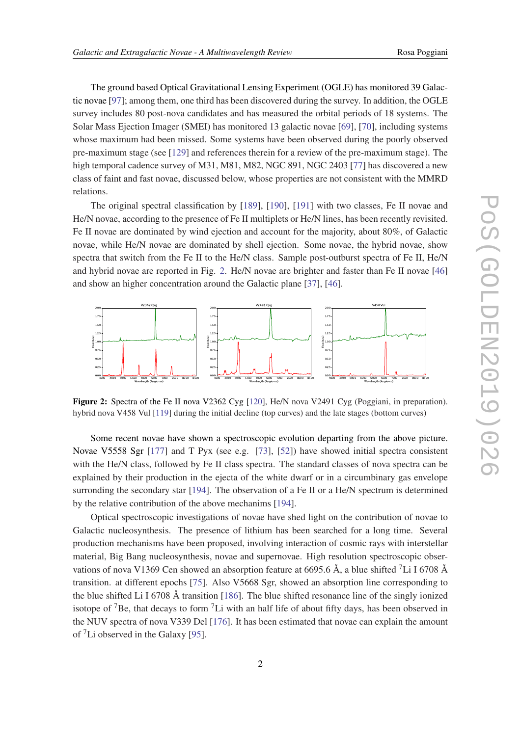The ground based Optical Gravitational Lensing Experiment (OGLE) has monitored 39 Galactic novae [97]; among them, one third has been discovered during the survey. In addition, the OGLE survey includes 80 post-nova candidates and has measured the orbital periods of 18 systems. The Solar Mass Ejection Imager (SMEI) has monitored 13 galactic novae [69], [70], including systems whose maximum had been missed. Some systems have been observed during the poorly observed pre-maximum stage (see [129] and references therein for a review of the pre-maximum stage). The high temporal cadence survey of M31, M81, M82, NGC 891, NGC 2403 [77] has discovered a new class of faint and fast novae, discussed below, whose properties are not consistent with the MMRD relations.

The original spectral classification by [189], [190], [191] with two classes, Fe II novae and He/N novae, according to the presence of Fe II multiplets or He/N lines, has been recently revisited. Fe II novae are dominated by wind ejection and account for the majority, about 80%, of Galactic novae, while He/N novae are dominated by shell ejection. Some novae, the hybrid novae, show spectra that switch from the Fe II to the He/N class. Sample post-outburst spectra of Fe II, He/N and hybrid novae are reported in Fig. 2. He/N novae are brighter and faster than Fe II novae [46] and show an higher concentration around the Galactic plane [37], [46].

**Figure 2:** Spectra of the Fe II nova V2362 Cyg [120], He/N nova V2491 Cyg (Poggiani, in preparation). hybrid nova V458 Vul [119] during the initial decline (top curves) and the late stages (bottom curves)

Some recent novae have shown a spectroscopic evolution departing from the above picture. Novae V5558 Sgr [177] and T Pyx (see e.g. [73], [52]) have showed initial spectra consistent with the He/N class, followed by Fe II class spectra. The standard classes of nova spectra can be explained by their production in the ejecta of the white dwarf or in a circumbinary gas envelope surronding the secondary star [194]. The observation of a Fe II or a He/N spectrum is determined by the relative contribution of the above mechanims [194].

Optical spectroscopic investigations of novae have shed light on the contribution of novae to Galactic nucleosynthesis. The presence of lithium has been searched for a long time. Several production mechanisms have been proposed, involving interaction of cosmic rays with interstellar material, Big Bang nucleosynthesis, novae and supernovae. High resolution spectroscopic observations of nova V1369 Cen showed an absorption feature at 6695.6 Å, a blue shifted $^{7}$Li I 6708 Å transition. at different epochs [75]. Also V5668 Sgr, showed an absorption line corresponding to the blue shifted Li I 6708 Å transition [186]. The blue shifted resonance line of the singly ionized isotope of $^{7}$Be, that decays to form $^{7}$Li with an half life of about fifty days, has been observed in the NUV spectra of nova V339 Del [176]. It has been estimated that novae can explain the amount of $^{7}$Li observed in the Galaxy [95].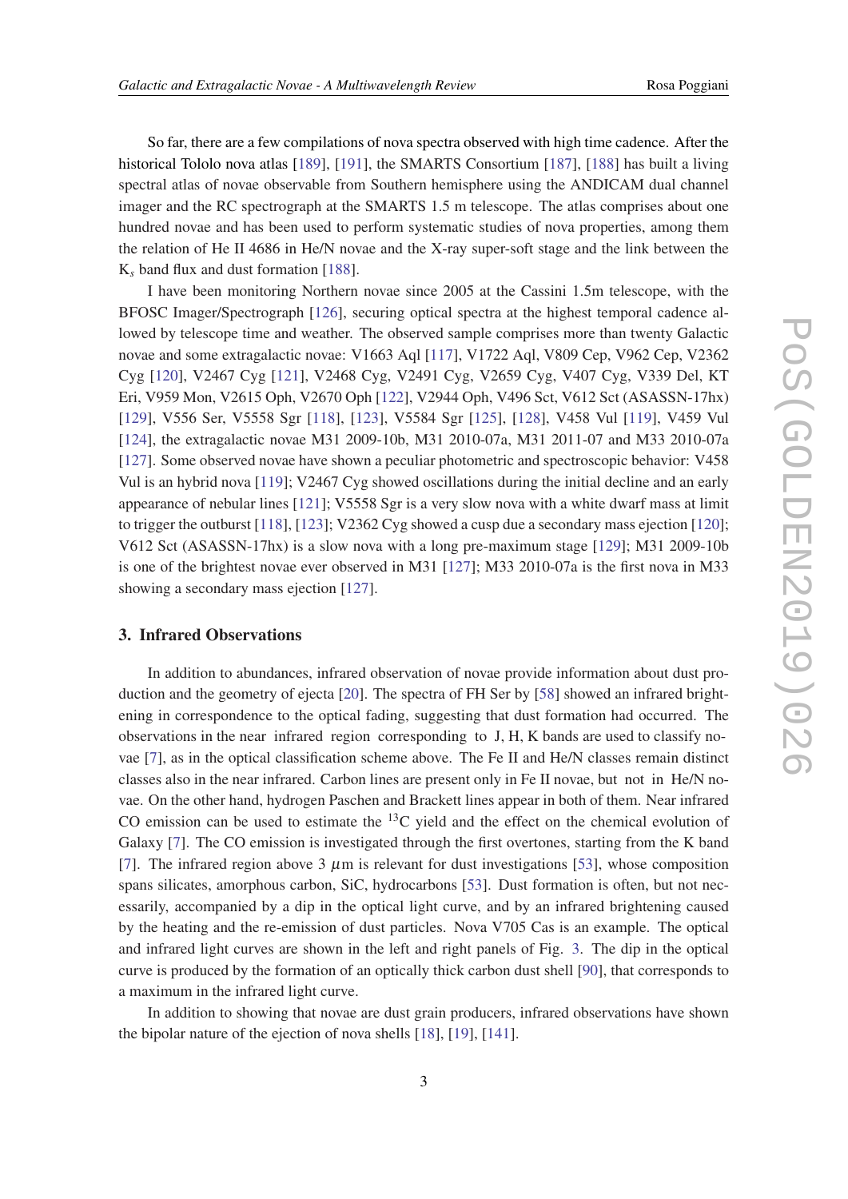So far, there are a few compilations of nova spectra observed with high time cadence. After the historical Tololo nova atlas [189], [191], the SMARTS Consortium [187], [188] has built a living spectral atlas of novae observable from Southern hemisphere using the ANDICAM dual channel imager and the RC spectrograph at the SMARTS 1.5 m telescope. The atlas comprises about one hundred novae and has been used to perform systematic studies of nova properties, among them the relation of He II 4686 in He/N novae and the X-ray super-soft stage and the link between the $K_s$ band flux and dust formation [188].

I have been monitoring Northern novae since 2005 at the Cassini 1.5m telescope, with the BFOSC Imager/Spectrograph [126], securing optical spectra at the highest temporal cadence allowed by telescope time and weather. The observed sample comprises more than twenty Galactic novae and some extragalactic novae: V1663 Aql [117], V1722 Aql, V809 Cep, V962 Cep, V2362 Cyg [120], V2467 Cyg [121], V2468 Cyg, V2491 Cyg, V2659 Cyg, V407 Cyg, V339 Del, KT Eri, V959 Mon, V2615 Oph, V2670 Oph [122], V2944 Oph, V496 Sct, V612 Sct (ASASSN-17hx) [129], V556 Ser, V5558 Sgr [118], [123], V5584 Sgr [125], [128], V458 Vul [119], V459 Vul [124], the extragalactic novae M31 2009-10b, M31 2010-07a, M31 2011-07 and M33 2010-07a [127]. Some observed novae have shown a peculiar photometric and spectroscopic behavior: V458 Vul is an hybrid nova [119]; V2467 Cyg showed oscillations during the initial decline and an early appearance of nebular lines [121]; V5558 Sgr is a very slow nova with a white dwarf mass at limit to trigger the outburst [118], [123]; V2362 Cyg showed a cusp due a secondary mass ejection [120]; V612 Sct (ASASSN-17hx) is a slow nova with a long pre-maximum stage [129]; M31 2009-10b is one of the brightest novae ever observed in M31 [127]; M33 2010-07a is the first nova in M33 showing a secondary mass ejection [127].

## 3. Infrared Observations

In addition to abundances, infrared observation of novae provide information about dust production and the geometry of ejecta [20]. The spectra of FH Ser by [58] showed an infrared brightening in correspondence to the optical fading, suggesting that dust formation had occurred. The observations in the near infrared region corresponding to J, H, K bands are used to classify novae [7], as in the optical classification scheme above. The Fe II and He/N classes remain distinct classes also in the near infrared. Carbon lines are present only in Fe II novae, but not in He/N novae. On the other hand, hydrogen Paschen and Brackett lines appear in both of them. Near infrared CO emission can be used to estimate the $^{13}$C yield and the effect on the chemical evolution of Galaxy [7]. The CO emission is investigated through the first overtones, starting from the K band [7]. The infrared region above 3 $\mu$m is relevant for dust investigations [53], whose composition spans silicates, amorphous carbon, SiC, hydrocarbons [53]. Dust formation is often, but not necessarily, accompanied by a dip in the optical light curve, and by an infrared brightening caused by the heating and the re-emission of dust particles. Nova V705 Cas is an example. The optical and infrared light curves are shown in the left and right panels of Fig. 3. The dip in the optical curve is produced by the formation of an optically thick carbon dust shell [90], that corresponds to a maximum in the infrared light curve.

In addition to showing that novae are dust grain producers, infrared observations have shown the bipolar nature of the ejection of nova shells [18], [19], [141].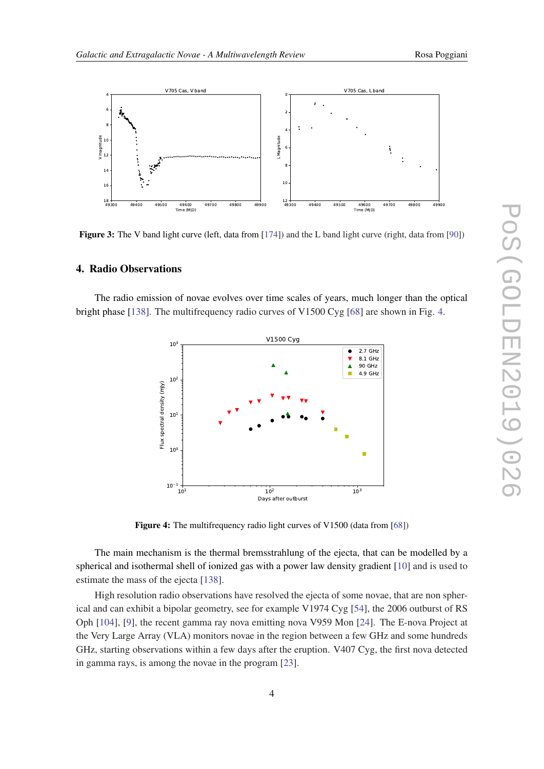**Figure 3:** The V band light curve (left, data from [174]) and the L band light curve (right, data from [90])

## 4. Radio Observations

The radio emission of novae evolves over time scales of years, much longer than the optical bright phase [138]. The multifrequency radio curves of V1500 Cyg [68] are shown in Fig. 4.

**Figure 4:** The multifrequency radio light curves of V1500 (data from [68])

The main mechanism is the thermal bremsstrahlung of the ejecta, that can be modelled by a spherical and isothermal shell of ionized gas with a power law density gradient [10] and is used to estimate the mass of the ejecta [138].

High resolution radio observations have resolved the ejecta of some novae, that are non spherical and can exhibit a bipolar geometry, see for example V1974 Cyg [54], the 2006 outburst of RS Oph [104], [9], the recent gamma ray nova emitting nova V959 Mon [24]. The E-nova Project at the Very Large Array (VLA) monitors novae in the region between a few GHz and some hundreds GHz, starting observations within a few days after the eruption. V407 Cyg, the first nova detected in gamma rays, is among the novae in the program [23].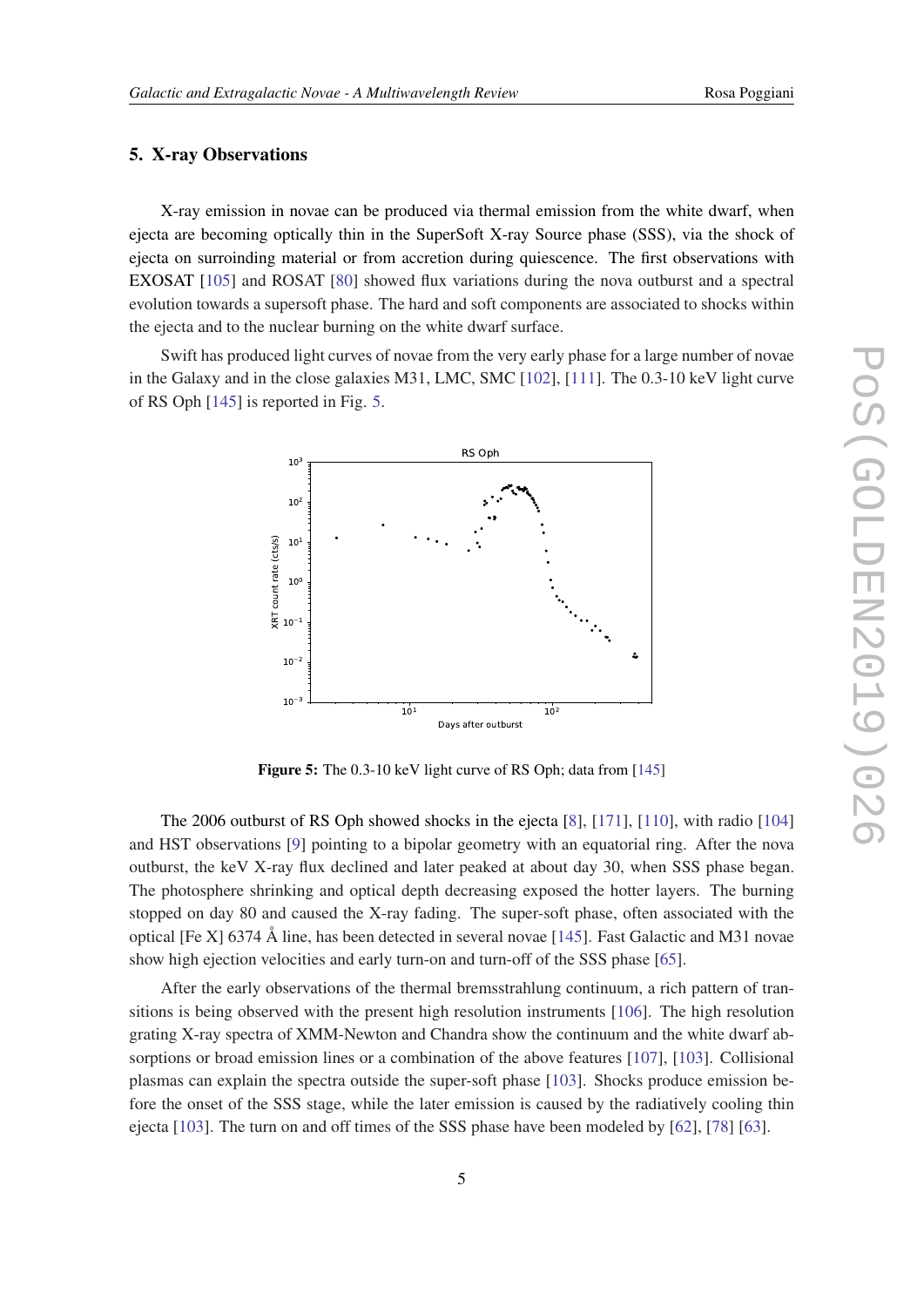## 5. X-ray Observations

X-ray emission in novae can be produced via thermal emission from the white dwarf, when ejecta are becoming optically thin in the SuperSoft X-ray Source phase (SSS), via the shock of ejecta on surroinding material or from accretion during quiescence. The first observations with EXOSAT [105] and ROSAT [80] showed flux variations during the nova outburst and a spectral evolution towards a supersoft phase. The hard and soft components are associated to shocks within the ejecta and to the nuclear burning on the white dwarf surface.

Swift has produced light curves of novae from the very early phase for a large number of novae in the Galaxy and in the close galaxies M31, LMC, SMC [102], [111]. The 0.3-10 keV light curve of RS Oph [145] is reported in Fig. 5.

**Figure 5:** The 0.3-10 keV light curve of RS Oph; data from [145]

The 2006 outburst of RS Oph showed shocks in the ejecta [8], [171], [110], with radio [104] and HST observations [9] pointing to a bipolar geometry with an equatorial ring. After the nova outburst, the keV X-ray flux declined and later peaked at about day 30, when SSS phase began. The photosphere shrinking and optical depth decreasing exposed the hotter layers. The burning stopped on day 80 and caused the X-ray fading. The super-soft phase, often associated with the optical [Fe X] 6374 Å line, has been detected in several novae [145]. Fast Galactic and M31 novae show high ejection velocities and early turn-on and turn-off of the SSS phase [65].

After the early observations of the thermal bremsstrahlung continuum, a rich pattern of transitions is being observed with the present high resolution instruments [106]. The high resolution grating X-ray spectra of XMM-Newton and Chandra show the continuum and the white dwarf absorptions or broad emission lines or a combination of the above features [107], [103]. Collisional plasmas can explain the spectra outside the super-soft phase [103]. Shocks produce emission before the onset of the SSS stage, while the later emission is caused by the radiatively cooling thin ejecta [103]. The turn on and off times of the SSS phase have been modeled by [62], [78] [63].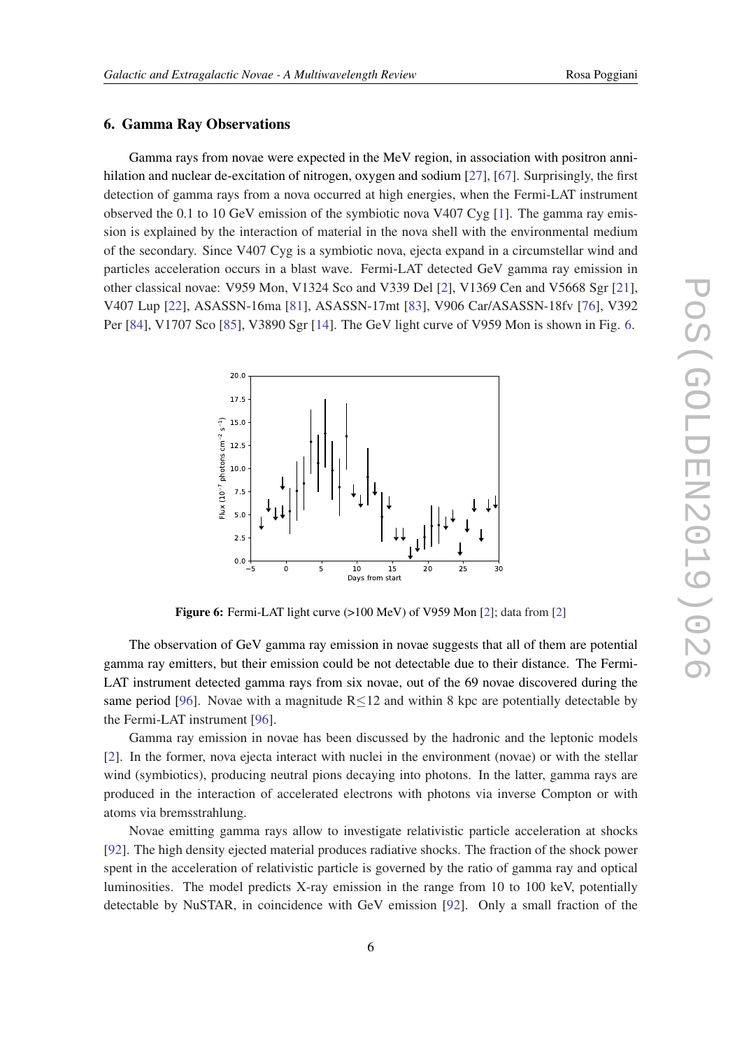## 6. Gamma Ray Observations

Gamma rays from novae were expected in the MeV region, in association with positron annihilation and nuclear de-excitation of nitrogen, oxygen and sodium [27], [67]. Surprisingly, the first detection of gamma rays from a nova occurred at high energies, when the Fermi-LAT instrument observed the 0.1 to 10 GeV emission of the symbiotic nova V407 Cyg [1]. The gamma ray emission is explained by the interaction of material in the nova shell with the environmental medium of the secondary. Since V407 Cyg is a symbiotic nova, ejecta expand in a circumstellar wind and particles acceleration occurs in a blast wave. Fermi-LAT detected GeV gamma ray emission in other classical novae: V959 Mon, V1324 Sco and V339 Del [2], V1369 Cen and V5668 Sgr [21], V407 Lup [22], ASASSN-16ma [81], ASASSN-17mt [83], V906 Car/ASASSN-18fv [76], V392 Per [84], V1707 Sco [85], V3890 Sgr [14]. The GeV light curve of V959 Mon is shown in Fig. 6.

**Figure 6:** Fermi-LAT light curve (>100 MeV) of V959 Mon [2]; data from [2]

The observation of GeV gamma ray emission in novae suggests that all of them are potential gamma ray emitters, but their emission could be not detectable due to their distance. The Fermi-LAT instrument detected gamma rays from six novae, out of the 69 novae discovered during the same period [96]. Novae with a magnitude $R \lesssim 12$ and within 8 kpc are potentially detectable by the Fermi-LAT instrument [96].

Gamma ray emission in novae has been discussed by the hadronic and the leptonic models [2]. In the former, nova ejecta interact with nuclei in the environment (novae) or with the stellar wind (symbiotics), producing neutral pions decaying into photons. In the latter, gamma rays are produced in the interaction of accelerated electrons with photons via inverse Compton or with atoms via bremsstrahlung.

Novae emitting gamma rays allow to investigate relativistic particle acceleration at shocks [92]. The high density ejected material produces radiative shocks. The fraction of the shock power spent in the acceleration of relativistic particle is governed by the ratio of gamma ray and optical luminosities. The model predicts X-ray emission in the range from 10 to 100 keV, potentially detectable by NuSTAR, in coincidence with GeV emission [92]. Only a small fraction of the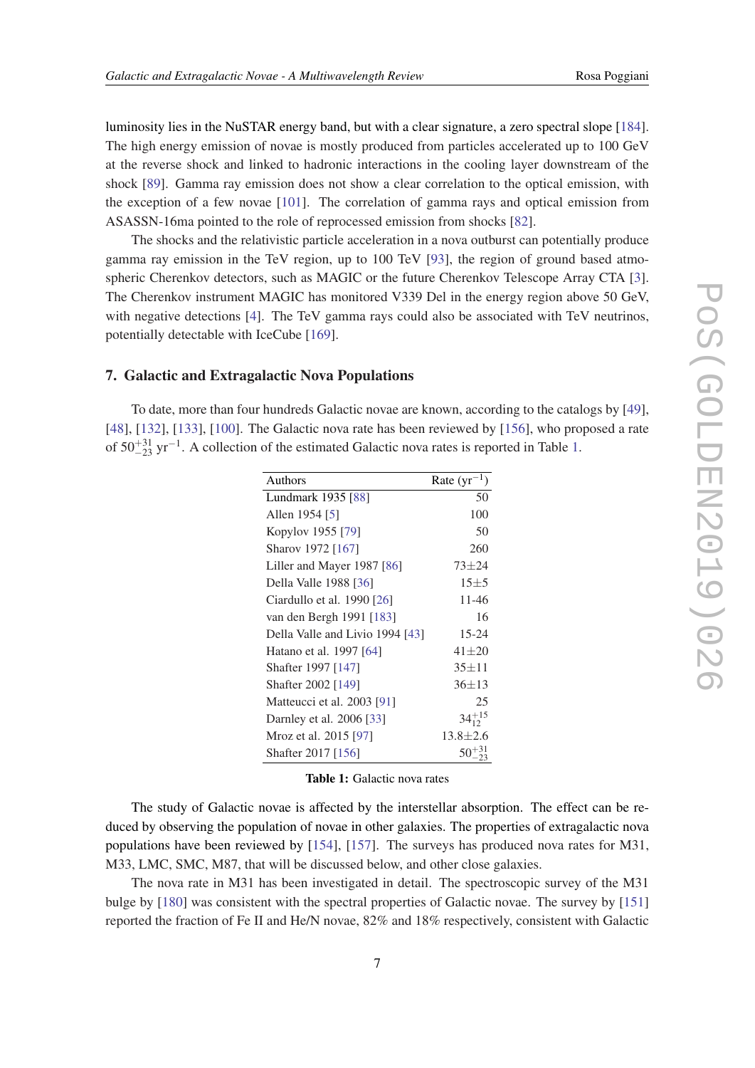luminosity lies in the NuSTAR energy band, but with a clear signature, a zero spectral slope [184]. The high energy emission of novae is mostly produced from particles accelerated up to 100 GeV at the reverse shock and linked to hadronic interactions in the cooling layer downstream of the shock [89]. Gamma ray emission does not show a clear correlation to the optical emission, with the exception of a few novae [101]. The correlation of gamma rays and optical emission from ASASSN-16ma pointed to the role of reprocessed emission from shocks [82].

The shocks and the relativistic particle acceleration in a nova outburst can potentially produce gamma ray emission in the TeV region, up to 100 TeV [93], the region of ground based atmospheric Cherenkov detectors, such as MAGIC or the future Cherenkov Telescope Array CTA [3]. The Cherenkov instrument MAGIC has monitored V339 Del in the energy region above 50 GeV, with negative detections [4]. The TeV gamma rays could also be associated with TeV neutrinos, potentially detectable with IceCube [169].

## 7. Galactic and Extragalactic Nova Populations

To date, more than four hundreds Galactic novae are known, according to the catalogs by [49], [48], [132], [133], [100]. The Galactic nova rate has been reviewed by [156], who proposed a rate of $50^{+31}_{-23}$ yr$^{-1}$. A collection of the estimated Galactic nova rates is reported in Table 1.

| Authors | Rate (yr$^{-1}$) |
|---|---:|
| Lundmark 1935 [88] | 50 |
| Allen 1954 [5] | 100 |
| Kopylov 1955 [79] | 50 |
| Sharov 1972 [167] | 260 |
| Liller and Mayer 1987 [86] | 73±24 |
| Della Valle 1988 [36] | 15±5 |
| Ciardullo et al. 1990 [26] | 11-46 |
| van den Bergh 1991 [183] | 16 |
| Della Valle and Livio 1994 [43] | 15-24 |
| Hatano et al. 1997 [64] | 41±20 |
| Shafter 1997 [147] | 35±11 |
| Shafter 2002 [149] | 36±13 |
| Matteucci et al. 2003 [91] | 25 |
| Darnley et al. 2006 [33] | $34^{+15}_{12}$ |
| Mroz et al. 2015 [97] | 13.8±2.6 |
| Shafter 2017 [156] | $50^{+31}_{-23}$ |

**Table 1:** Galactic nova rates

The study of Galactic novae is affected by the interstellar absorption. The effect can be reduced by observing the population of novae in other galaxies. The properties of extragalactic nova populations have been reviewed by [154], [157]. The surveys has produced nova rates for M31, M33, LMC, SMC, M87, that will be discussed below, and other close galaxies.

The nova rate in M31 has been investigated in detail. The spectroscopic survey of the M31 bulge by [180] was consistent with the spectral properties of Galactic novae. The survey by [151] reported the fraction of Fe II and He/N novae, 82% and 18% respectively, consistent with Galactic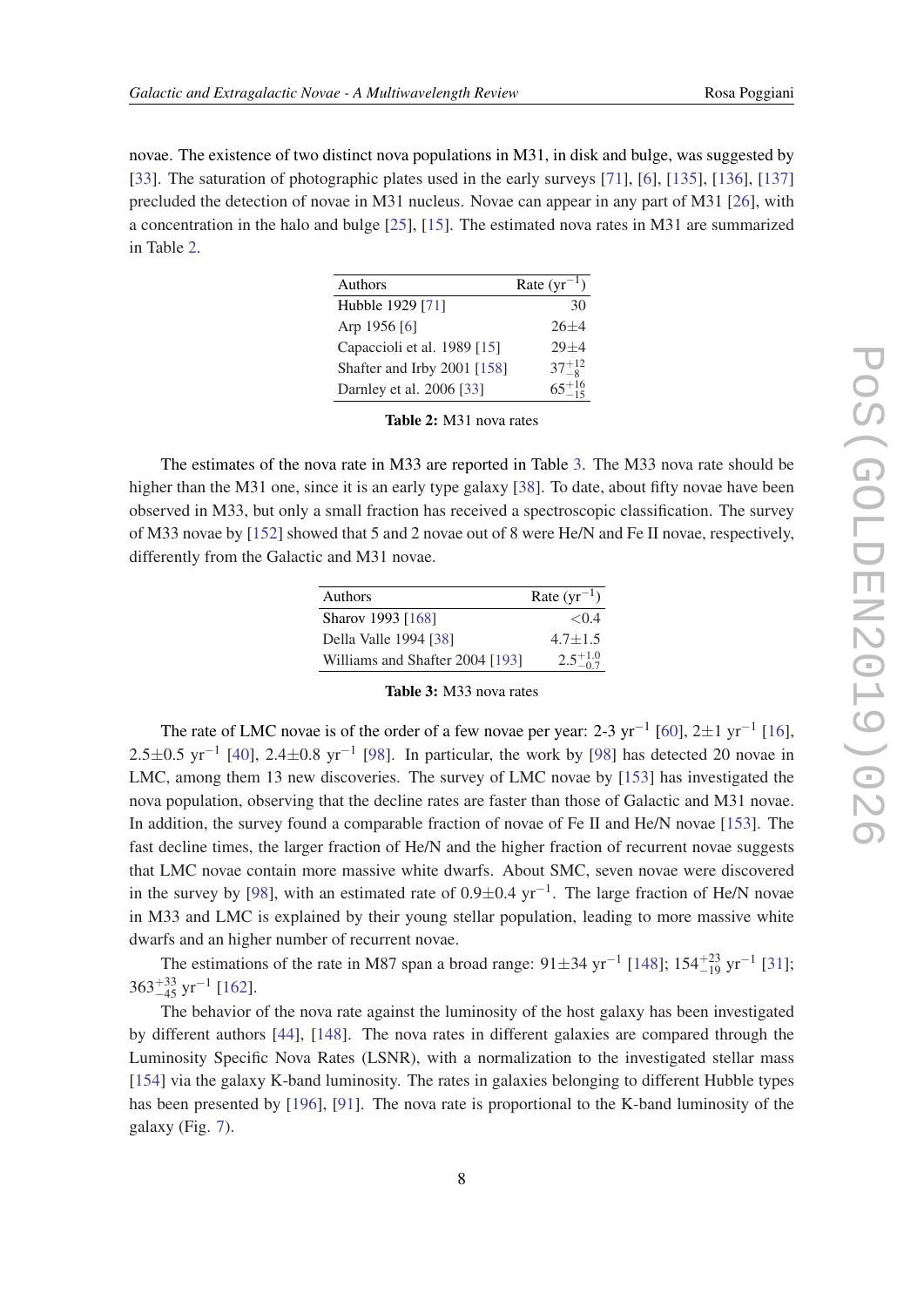novae. The existence of two distinct nova populations in M31, in disk and bulge, was suggested by [33]. The saturation of photographic plates used in the early surveys [71], [6], [135], [136], [137] precluded the detection of novae in M31 nucleus. Novae can appear in any part of M31 [26], with a concentration in the halo and bulge [25], [15]. The estimated nova rates in M31 are summarized in Table 2.

| Authors | Rate ($yr^{-1}$) |
|---|---|
| Hubble 1929 [71] | 30 |
| Arp 1956 [6] | 26±4 |
| Capaccioli et al. 1989 [15] | 29±4 |
| Shafter and Irby 2001 [158] | $37^{+12}_{-8}$ |
| Darnley et al. 2006 [33] | $65^{+16}_{-15}$ |

**Table 2:** M31 nova rates

The estimates of the nova rate in M33 are reported in Table 3. The M33 nova rate should be higher than the M31 one, since it is an early type galaxy [38]. To date, about fifty novae have been observed in M33, but only a small fraction has received a spectroscopic classification. The survey of M33 novae by [152] showed that 5 and 2 novae out of 8 were He/N and Fe II novae, respectively, differently from the Galactic and M31 novae.

| Authors | Rate ($yr^{-1}$) |
|---|---|
| Sharov 1993 [168] | <0.4 |
| Della Valle 1994 [38] | 4.7±1.5 |
| Williams and Shafter 2004 [193] | $2.5^{+1.0}_{-0.7}$ |

**Table 3:** M33 nova rates

The rate of LMC novae is of the order of a few novae per year: 2-3 $yr^{-1}$ [60], 2±1 $yr^{-1}$ [16], 2.5±0.5 $yr^{-1}$ [40], 2.4±0.8 $yr^{-1}$ [98]. In particular, the work by [98] has detected 20 novae in LMC, among them 13 new discoveries. The survey of LMC novae by [153] has investigated the nova population, observing that the decline rates are faster than those of Galactic and M31 novae. In addition, the survey found a comparable fraction of novae of Fe II and He/N novae [153]. The fast decline times, the larger fraction of He/N and the higher fraction of recurrent novae suggests that LMC novae contain more massive white dwarfs. About SMC, seven novae were discovered in the survey by [98], with an estimated rate of 0.9±0.4 $yr^{-1}$. The large fraction of He/N novae in M33 and LMC is explained by their young stellar population, leading to more massive white dwarfs and an higher number of recurrent novae.

The estimations of the rate in M87 span a broad range: 91±34 $yr^{-1}$ [148]; $154^{+23}_{-19}$ $yr^{-1}$ [31]; $363^{+33}_{-45}$ $yr^{-1}$ [162].

The behavior of the nova rate against the luminosity of the host galaxy has been investigated by different authors [44], [148]. The nova rates in different galaxies are compared through the Luminosity Specific Nova Rates (LSNR), with a normalization to the investigated stellar mass [154] via the galaxy K-band luminosity. The rates in galaxies belonging to different Hubble types has been presented by [196], [91]. The nova rate is proportional to the K-band luminosity of the galaxy (Fig. 7).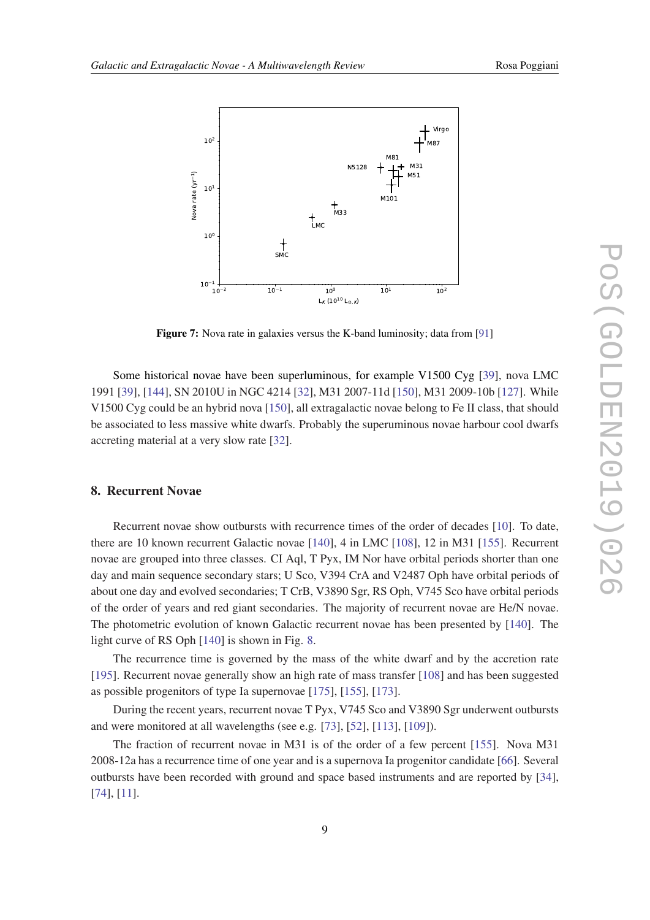**Figure 7:** Nova rate in galaxies versus the K-band luminosity; data from [91]

Some historical novae have been superluminous, for example V1500 Cyg [39], nova LMC 1991 [39], [144], SN 2010U in NGC 4214 [32], M31 2007-11d [150], M31 2009-10b [127]. While V1500 Cyg could be an hybrid nova [150], all extragalactic novae belong to Fe II class, that should be associated to less massive white dwarfs. Probably the superuminous novae harbour cool dwarfs accreting material at a very slow rate [32].

## 8. Recurrent Novae

Recurrent novae show outbursts with recurrence times of the order of decades [10]. To date, there are 10 known recurrent Galactic novae [140], 4 in LMC [108], 12 in M31 [155]. Recurrent novae are grouped into three classes. CI Aql, T Pyx, IM Nor have orbital periods shorter than one day and main sequence secondary stars; U Sco, V394 CrA and V2487 Oph have orbital periods of about one day and evolved secondaries; T CrB, V3890 Sgr, RS Oph, V745 Sco have orbital periods of the order of years and red giant secondaries. The majority of recurrent novae are He/N novae. The photometric evolution of known Galactic recurrent novae has been presented by [140]. The light curve of RS Oph [140] is shown in Fig. 8.

The recurrence time is governed by the mass of the white dwarf and by the accretion rate [195]. Recurrent novae generally show an high rate of mass transfer [108] and has been suggested as possible progenitors of type Ia supernovae [175], [155], [173].

During the recent years, recurrent novae T Pyx, V745 Sco and V3890 Sgr underwent outbursts and were monitored at all wavelengths (see e.g. [73], [52], [113], [109]).

The fraction of recurrent novae in M31 is of the order of a few percent [155]. Nova M31 2008-12a has a recurrence time of one year and is a supernova Ia progenitor candidate [66]. Several outbursts have been recorded with ground and space based instruments and are reported by [34], [74], [11].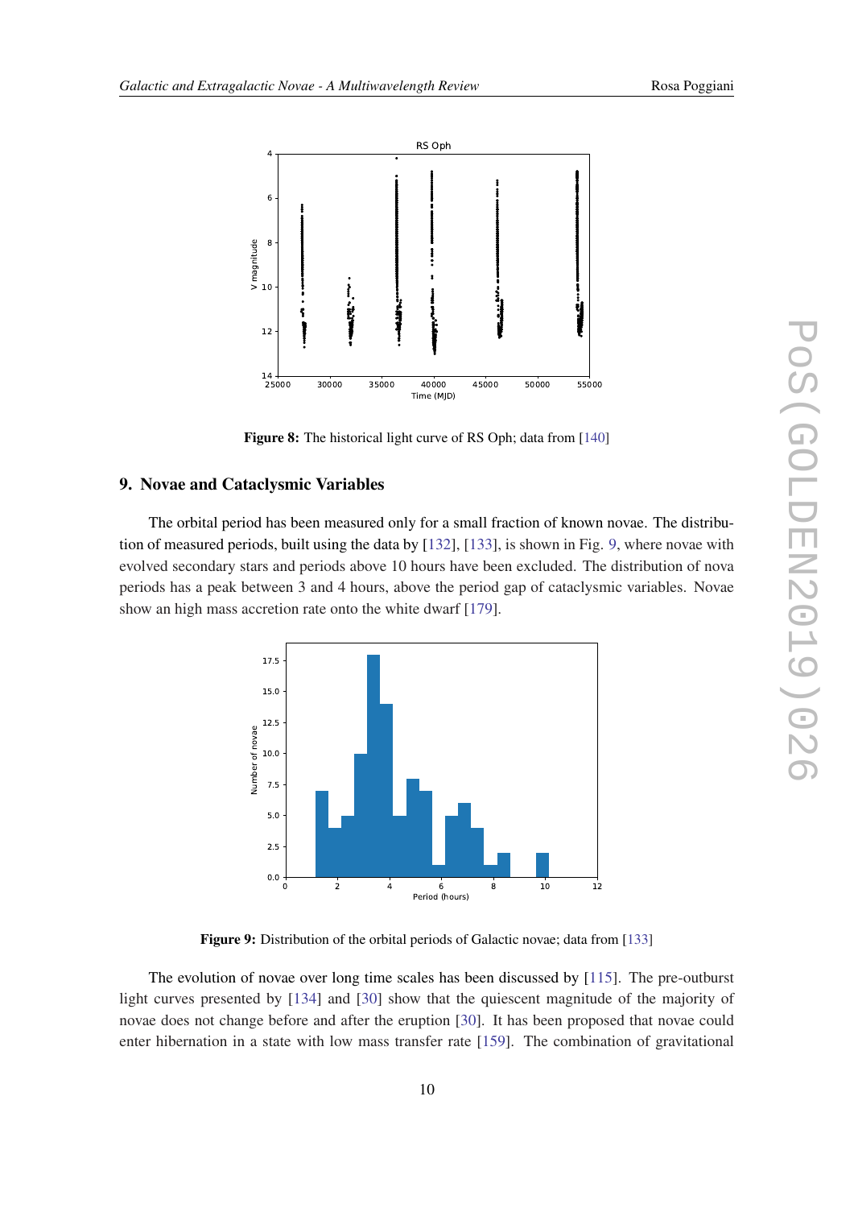Figure 8: The historical light curve of RS Oph; data from [140]

## 9. Novae and Cataclysmic Variables

The orbital period has been measured only for a small fraction of known novae. The distribution of measured periods, built using the data by [132], [133], is shown in Fig. 9, where novae with evolved secondary stars and periods above 10 hours have been excluded. The distribution of nova periods has a peak between 3 and 4 hours, above the period gap of cataclysmic variables. Novae show an high mass accretion rate onto the white dwarf [179].

Figure 9: Distribution of the orbital periods of Galactic novae; data from [133]

The evolution of novae over long time scales has been discussed by [115]. The pre-outburst light curves presented by [134] and [30] show that the quiescent magnitude of the majority of novae does not change before and after the eruption [30]. It has been proposed that novae could enter hibernation in a state with low mass transfer rate [159]. The combination of gravitational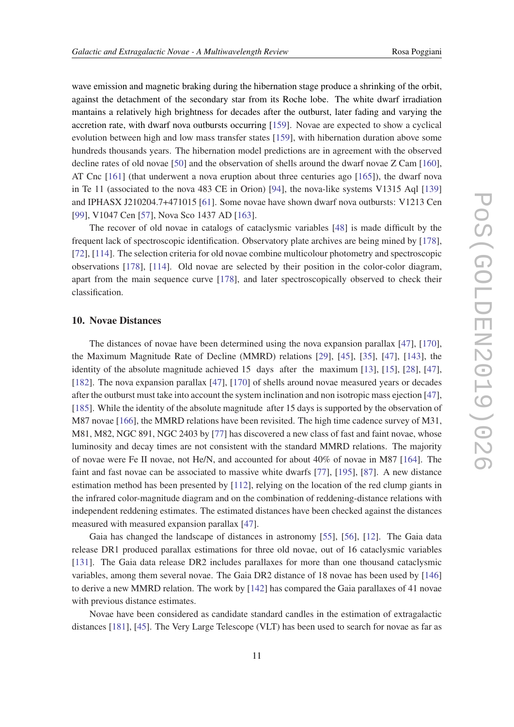wave emission and magnetic braking during the hibernation stage produce a shrinking of the orbit, against the detachment of the secondary star from its Roche lobe. The white dwarf irradiation mantains a relatively high brightness for decades after the outburst, later fading and varying the accretion rate, with dwarf nova outbursts occurring [159]. Novae are expected to show a cyclical evolution between high and low mass transfer states [159], with hibernation duration above some hundreds thousands years. The hibernation model predictions are in agreement with the observed decline rates of old novae [50] and the observation of shells around the dwarf novae Z Cam [160], AT Cnc [161] (that underwent a nova eruption about three centuries ago [165]), the dwarf nova in Te 11 (associated to the nova 483 CE in Orion) [94], the nova-like systems V1315 Aql [139] and IPHASX J210204.7+471015 [61]. Some novae have shown dwarf nova outbursts: V1213 Cen [99], V1047 Cen [57], Nova Sco 1437 AD [163].

The recover of old novae in catalogs of cataclysmic variables [48] is made difficult by the frequent lack of spectroscopic identification. Observatory plate archives are being mined by [178], [72], [114]. The selection criteria for old novae combine multicolour photometry and spectroscopic observations [178], [114]. Old novae are selected by their position in the color-color diagram, apart from the main sequence curve [178], and later spectroscopically observed to check their classification.

## 10. Novae Distances

The distances of novae have been determined using the nova expansion parallax [47], [170], the Maximum Magnitude Rate of Decline (MMRD) relations [29], [45], [35], [47], [143], the identity of the absolute magnitude achieved 15 days after the maximum [13], [15], [28], [47], [182]. The nova expansion parallax [47], [170] of shells around novae measured years or decades after the outburst must take into account the system inclination and non isotropic mass ejection [47], [185]. While the identity of the absolute magnitude after 15 days is supported by the observation of M87 novae [166], the MMRD relations have been revisited. The high time cadence survey of M31, M81, M82, NGC 891, NGC 2403 by [77] has discovered a new class of fast and faint novae, whose luminosity and decay times are not consistent with the standard MMRD relations. The majority of novae were Fe II novae, not He/N, and accounted for about 40% of novae in M87 [164]. The faint and fast novae can be associated to massive white dwarfs [77], [195], [87]. A new distance estimation method has been presented by [112], relying on the location of the red clump giants in the infrared color-magnitude diagram and on the combination of reddening-distance relations with independent reddening estimates. The estimated distances have been checked against the distances measured with measured expansion parallax [47].

Gaia has changed the landscape of distances in astronomy [55], [56], [12]. The Gaia data release DR1 produced parallax estimations for three old novae, out of 16 cataclysmic variables [131]. The Gaia data release DR2 includes parallaxes for more than one thousand cataclysmic variables, among them several novae. The Gaia DR2 distance of 18 novae has been used by [146] to derive a new MMRD relation. The work by [142] has compared the Gaia parallaxes of 41 novae with previous distance estimates.

Novae have been considered as candidate standard candles in the estimation of extragalactic distances [181], [45]. The Very Large Telescope (VLT) has been used to search for novae as far as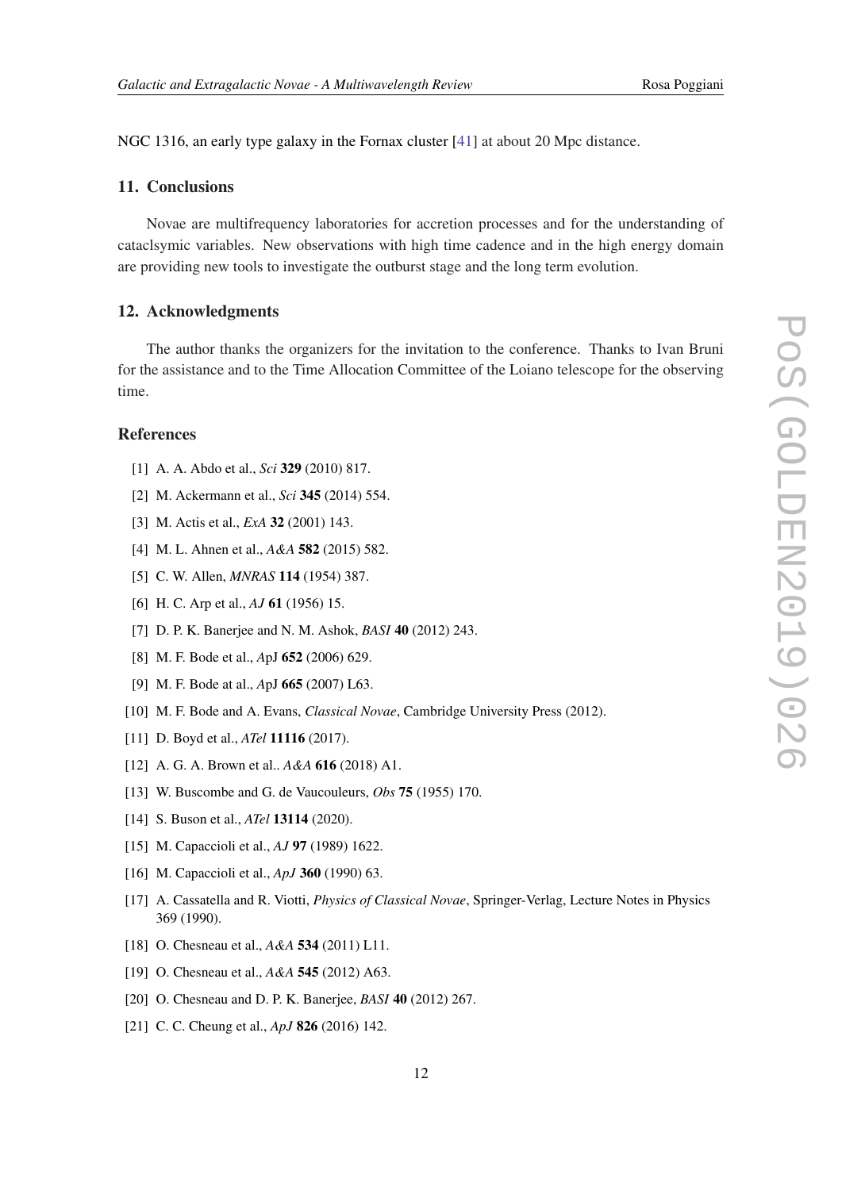NGC 1316, an early type galaxy in the Fornax cluster [41] at about 20 Mpc distance.

## 11. Conclusions

Novae are multifrequency laboratories for accretion processes and for the understanding of cataclsymic variables. New observations with high time cadence and in the high energy domain are providing new tools to investigate the outburst stage and the long term evolution.

## 12. Acknowledgments

The author thanks the organizers for the invitation to the conference. Thanks to Ivan Bruni for the assistance and to the Time Allocation Committee of the Loiano telescope for the observing time.

## References

[1] A. A. Abdo et al., *Sci* **329** (2010) 817.

[2] M. Ackermann et al., *Sci* **345** (2014) 554.

[3] M. Actis et al., *ExA* **32** (2001) 143.

[4] M. L. Ahnen et al., *A&A* **582** (2015) 582.

[5] C. W. Allen, *MNRAS* **114** (1954) 387.

[6] H. C. Arp et al., *AJ* **61** (1956) 15.

[7] D. P. K. Banerjee and N. M. Ashok, *BASI* **40** (2012) 243.

[8] M. F. Bode et al., ApJ **652** (2006) 629.

[9] M. F. Bode at al., ApJ **665** (2007) L63.

[10] M. F. Bode and A. Evans, *Classical Novae*, Cambridge University Press (2012).

[11] D. Boyd et al., *ATel* **11116** (2017).

[12] A. G. A. Brown et al.. *A&A* **616** (2018) A1.

[13] W. Buscombe and G. de Vaucouleurs, *Obs* **75** (1955) 170.

[14] S. Buson et al., *ATel* **13114** (2020).

[15] M. Capaccioli et al., *AJ* **97** (1989) 1622.

[16] M. Capaccioli et al., *ApJ* **360** (1990) 63.

[17] A. Cassatella and R. Viotti, *Physics of Classical Novae*, Springer-Verlag, Lecture Notes in Physics 369 (1990).

[18] O. Chesneau et al., *A&A* **534** (2011) L11.

[19] O. Chesneau et al., *A&A* **545** (2012) A63.

[20] O. Chesneau and D. P. K. Banerjee, *BASI* **40** (2012) 267.

[21] C. C. Cheung et al., *ApJ* **826** (2016) 142.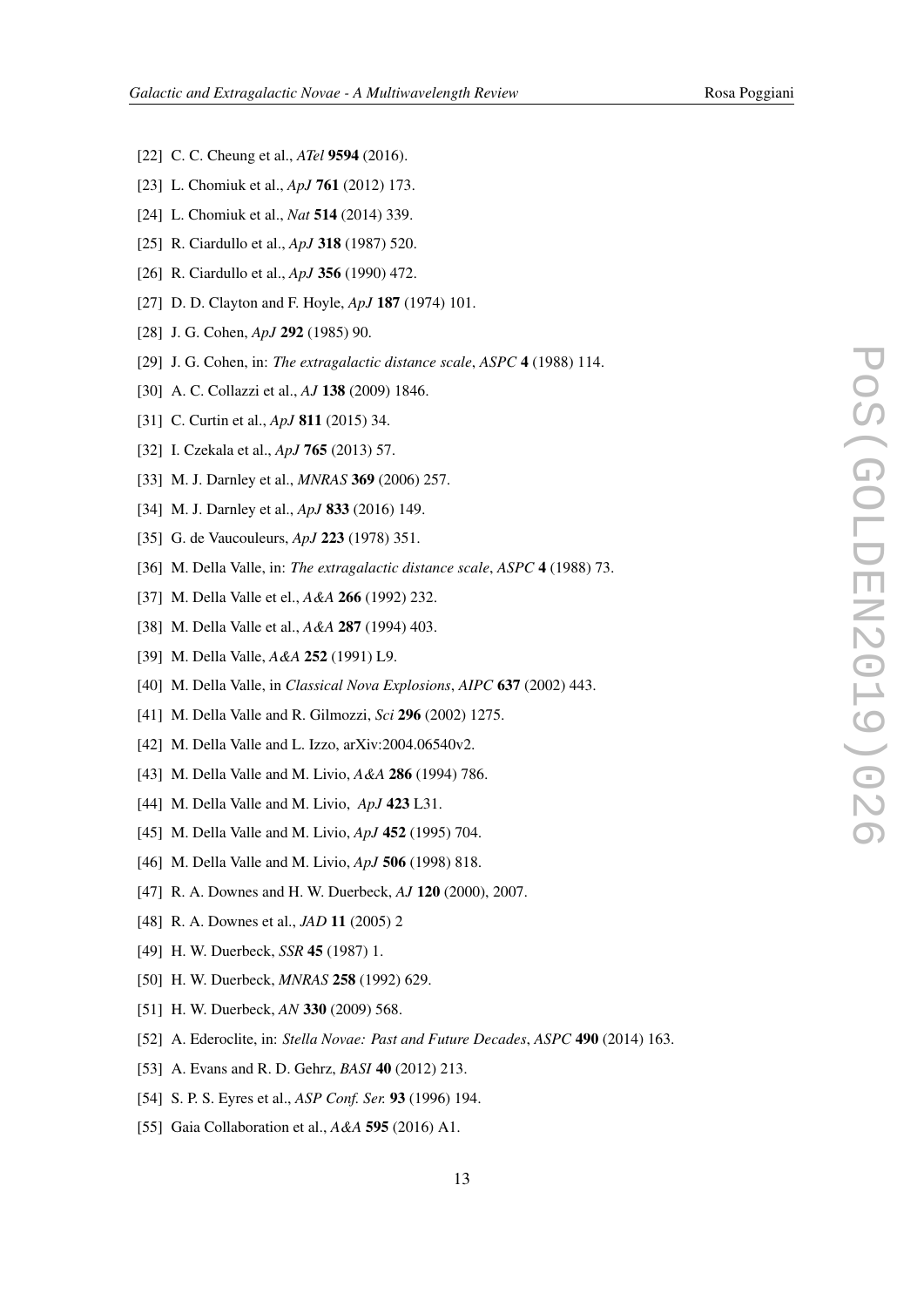[22] C. C. Cheung et al., *ATel* **9594** (2016).

[23] L. Chomiuk et al., *ApJ* **761** (2012) 173.

[24] L. Chomiuk et al., *Nat* **514** (2014) 339.

[25] R. Ciardullo et al., *ApJ* **318** (1987) 520.

[26] R. Ciardullo et al., *ApJ* **356** (1990) 472.

[27] D. D. Clayton and F. Hoyle, *ApJ* **187** (1974) 101.

[28] J. G. Cohen, *ApJ* **292** (1985) 90.

[29] J. G. Cohen, in: *The extragalactic distance scale*, *ASPC* **4** (1988) 114.

[30] A. C. Collazzi et al., *AJ* **138** (2009) 1846.

[31] C. Curtin et al., *ApJ* **811** (2015) 34.

[32] I. Czekala et al., *ApJ* **765** (2013) 57.

[33] M. J. Darnley et al., *MNRAS* **369** (2006) 257.

[34] M. J. Darnley et al., *ApJ* **833** (2016) 149.

[35] G. de Vaucouleurs, *ApJ* **223** (1978) 351.

[36] M. Della Valle, in: *The extragalactic distance scale*, *ASPC* **4** (1988) 73.

[37] M. Della Valle et el., *A&A* **266** (1992) 232.

[38] M. Della Valle et al., *A&A* **287** (1994) 403.

[39] M. Della Valle, *A&A* **252** (1991) L9.

[40] M. Della Valle, in *Classical Nova Explosions*, *AIPC* **637** (2002) 443.

[41] M. Della Valle and R. Gilmozzi, *Sci* **296** (2002) 1275.

[42] M. Della Valle and L. Izzo, arXiv:2004.06540v2.

[43] M. Della Valle and M. Livio, *A&A* **286** (1994) 786.

[44] M. Della Valle and M. Livio, *ApJ* **423** L31.

[45] M. Della Valle and M. Livio, *ApJ* **452** (1995) 704.

[46] M. Della Valle and M. Livio, *ApJ* **506** (1998) 818.

[47] R. A. Downes and H. W. Duerbeck, *AJ* **120** (2000), 2007.

[48] R. A. Downes et al., *JAD* **11** (2005) 2

[49] H. W. Duerbeck, *SSR* **45** (1987) 1.

[50] H. W. Duerbeck, *MNRAS* **258** (1992) 629.

[51] H. W. Duerbeck, *AN* **330** (2009) 568.

[52] A. Ederoclite, in: *Stella Novae: Past and Future Decades*, *ASPC* **490** (2014) 163.

[53] A. Evans and R. D. Gehrz, *BASI* **40** (2012) 213.

[54] S. P. S. Eyres et al., *ASP Conf. Ser.* **93** (1996) 194.

[55] Gaia Collaboration et al., *A&A* **595** (2016) A1.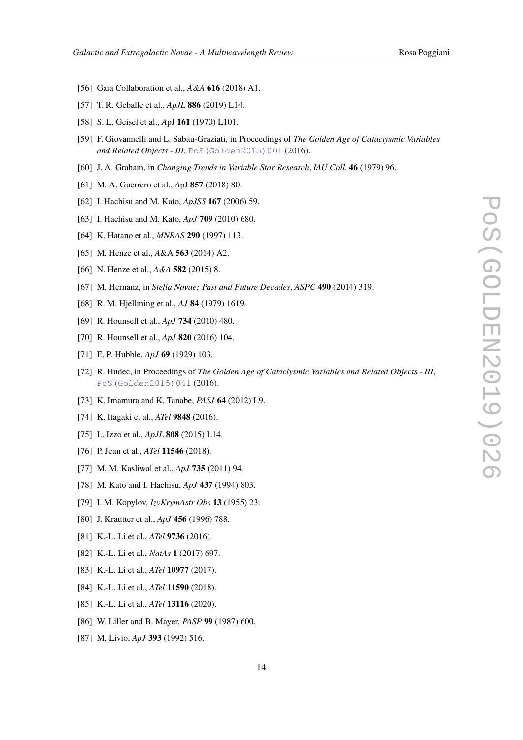[56] Gaia Collaboration et al., *A&A* **616** (2018) A1.

[57] T. R. Geballe et al., *ApJL* **886** (2019) L14.

[58] S. L. Geisel et al., *ApJ* **161** (1970) L101.

[59] F. Giovannelli and L. Sabau-Graziati, in Proceedings of *The Golden Age of Cataclysmic Variables and Related Objects - III*, PoS(Golden2015)001 (2016).

[60] J. A. Graham, in *Changing Trends in Variable Star Research*, *IAU Coll.* **46** (1979) 96.

[61] M. A. Guerrero et al., *ApJ* **857** (2018) 80.

[62] I. Hachisu and M. Kato, *ApJSS* **167** (2006) 59.

[63] I. Hachisu and M. Kato, *ApJ* **709** (2010) 680.

[64] K. Hatano et al., *MNRAS* **290** (1997) 113.

[65] M. Henze et al., *A&A* **563** (2014) A2.

[66] N. Henze et al., *A&A* **582** (2015) 8.

[67] M. Hernanz, in *Stella Novae: Past and Future Decades*, *ASPC* **490** (2014) 319.

[68] R. M. Hjellming et al., *AJ* **84** (1979) 1619.

[69] R. Hounsell et al., *ApJ* **734** (2010) 480.

[70] R. Hounsell et al., *ApJ* **820** (2016) 104.

[71] E. P. Hubble, *ApJ* **69** (1929) 103.

[72] R. Hudec, in Proceedings of *The Golden Age of Cataclysmic Variables and Related Objects - III*, PoS(Golden2015)041 (2016).

[73] K. Imamura and K. Tanabe, *PASJ* **64** (2012) L9.

[74] K. Itagaki et al., *ATel* **9848** (2016).

[75] L. Izzo et al., *ApJL* **808** (2015) L14.

[76] P. Jean et al., *ATel* **11546** (2018).

[77] M. M. Kasliwal et al., *ApJ* **735** (2011) 94.

[78] M. Kato and I. Hachisu, *ApJ* **437** (1994) 803.

[79] I. M. Kopylov, *IzvKrymAstr Obs* **13** (1955) 23.

[80] J. Krautter et al., *ApJ* **456** (1996) 788.

[81] K.-L. Li et al., *ATel* **9736** (2016).

[82] K.-L. Li et al., *NatAs* **1** (2017) 697.

[83] K.-L. Li et al., *ATel* **10977** (2017).

[84] K.-L. Li et al., *ATel* **11590** (2018).

[85] K.-L. Li et al., *ATel* **13116** (2020).

[86] W. Liller and B. Mayer, *PASP* **99** (1987) 600.

[87] M. Livio, *ApJ* **393** (1992) 516.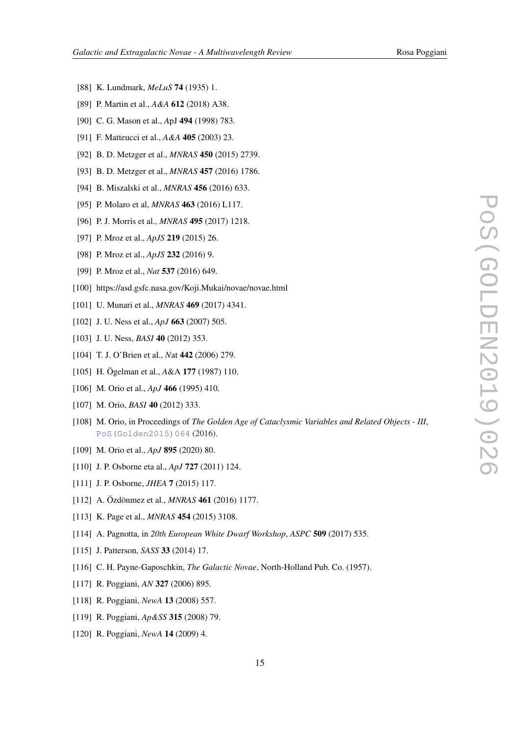[88] K. Lundmark, *MeLuS* **74** (1935) 1.

[89] P. Martin et al., *A&A* **612** (2018) A38.

[90] C. G. Mason et al., *ApJ* **494** (1998) 783.

[91] F. Matteucci et al., *A&A* **405** (2003) 23.

[92] B. D. Metzger et al., *MNRAS* **450** (2015) 2739.

[93] B. D. Metzger et al., *MNRAS* **457** (2016) 1786.

[94] B. Miszalski et al., *MNRAS* **456** (2016) 633.

[95] P. Molaro et al, *MNRAS* **463** (2016) L117.

[96] P. J. Morris et al., *MNRAS* **495** (2017) 1218.

[97] P. Mroz et al., *ApJS* **219** (2015) 26.

[98] P. Mroz et al., *ApJS* **232** (2016) 9.

[99] P. Mroz et al., *Nat* **537** (2016) 649.

[100] https://asd.gsfc.nasa.gov/Koji.Mukai/novae/novae.html

[101] U. Munari et al., *MNRAS* **469** (2017) 4341.

[102] J. U. Ness et al., *ApJ* **663** (2007) 505.

[103] J. U. Ness, *BASI* **40** (2012) 353.

[104] T. J. O'Brien et al., *Nat* **442** (2006) 279.

[105] H. Ögelman et al., *A&A* **177** (1987) 110.

[106] M. Orio et al., *ApJ* **466** (1995) 410.

[107] M. Orio, *BASI* **40** (2012) 333.

[108] M. Orio, in Proceedings of *The Golden Age of Cataclysmic Variables and Related Objects - III*, PoS(Golden2015)064 (2016).

[109] M. Orio et al., *ApJ* **895** (2020) 80.

[110] J. P. Osborne eta al., *ApJ* **727** (2011) 124.

[111] J. P. Osborne, *JHEA* **7** (2015) 117.

[112] A. Özdönmez et al., *MNRAS* **461** (2016) 1177.

[113] K. Page et al., *MNRAS* **454** (2015) 3108.

[114] A. Pagnotta, in *20th European White Dwarf Workshop*, *ASPC* **509** (2017) 535.

[115] J. Patterson, *SASS* **33** (2014) 17.

[116] C. H. Payne-Gaposchkin, *The Galactic Novae*, North-Holland Pub. Co. (1957).

[117] R. Poggiani, *AN* **327** (2006) 895.

[118] R. Poggiani, *NewA* **13** (2008) 557.

[119] R. Poggiani, *Ap&SS* **315** (2008) 79.

[120] R. Poggiani, *NewA* **14** (2009) 4.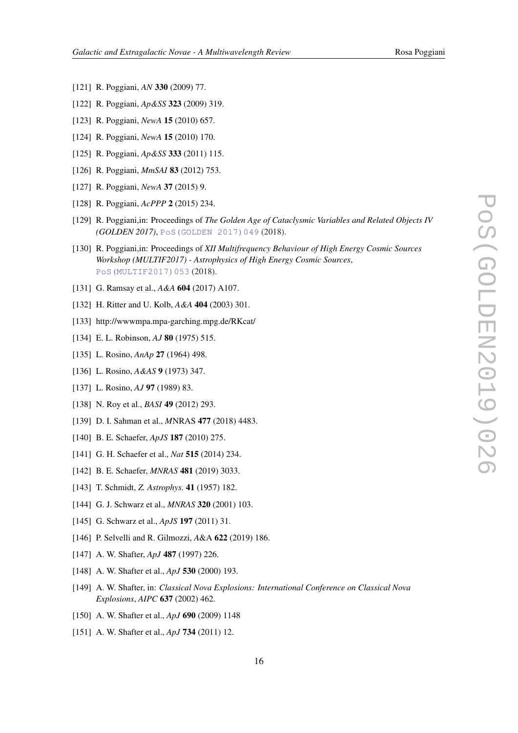[121] R. Poggiani, *AN* **330** (2009) 77.

[122] R. Poggiani, *Ap&SS* **323** (2009) 319.

[123] R. Poggiani, *NewA* **15** (2010) 657.

[124] R. Poggiani, *NewA* **15** (2010) 170.

[125] R. Poggiani, *Ap&SS* **333** (2011) 115.

[126] R. Poggiani, *MmSAI* **83** (2012) 753.

[127] R. Poggiani, *NewA* **37** (2015) 9.

[128] R. Poggiani, *AcPPP* **2** (2015) 234.

[129] R. Poggiani,in: Proceedings of *The Golden Age of Cataclysmic Variables and Related Objects IV (GOLDEN 2017)*, PoS(GOLDEN 2017)049 (2018).

[130] R. Poggiani,in: Proceedings of *XII Multifrequency Behaviour of High Energy Cosmic Sources Workshop (MULTIF2017) - Astrophysics of High Energy Cosmic Sources*, PoS(MULTIF2017)053 (2018).

[131] G. Ramsay et al., *A&A* **604** (2017) A107.

[132] H. Ritter and U. Kolb, *A&A* **404** (2003) 301.

[133] http://wwwmpa.mpa-garching.mpg.de/RKcat/

[134] E. L. Robinson, *AJ* **80** (1975) 515.

[135] L. Rosino, *AnAp* **27** (1964) 498.

[136] L. Rosino, *A&AS* **9** (1973) 347.

[137] L. Rosino, *AJ* **97** (1989) 83.

[138] N. Roy et al., *BASI* **49** (2012) 293.

[139] D. I. Sahman et al., *M*NRAS **477** (2018) 4483.

[140] B. E. Schaefer, *ApJS* **187** (2010) 275.

[141] G. H. Schaefer et al., *Nat* **515** (2014) 234.

[142] B. E. Schaefer, *MNRAS* **481** (2019) 3033.

[143] T. Schmidt, *Z. Astrophys.* **41** (1957) 182.

[144] G. J. Schwarz et al., *MNRAS* **320** (2001) 103.

[145] G. Schwarz et al., *ApJS* **197** (2011) 31.

[146] P. Selvelli and R. Gilmozzi, *A*&A **622** (2019) 186.

[147] A. W. Shafter, *ApJ* **487** (1997) 226.

[148] A. W. Shafter et al., *ApJ* **530** (2000) 193.

[149] A. W. Shafter, in: *Classical Nova Explosions: International Conference on Classical Nova Explosions*, *AIPC* **637** (2002) 462.

[150] A. W. Shafter et al., *ApJ* **690** (2009) 1148

[151] A. W. Shafter et al., *ApJ* **734** (2011) 12.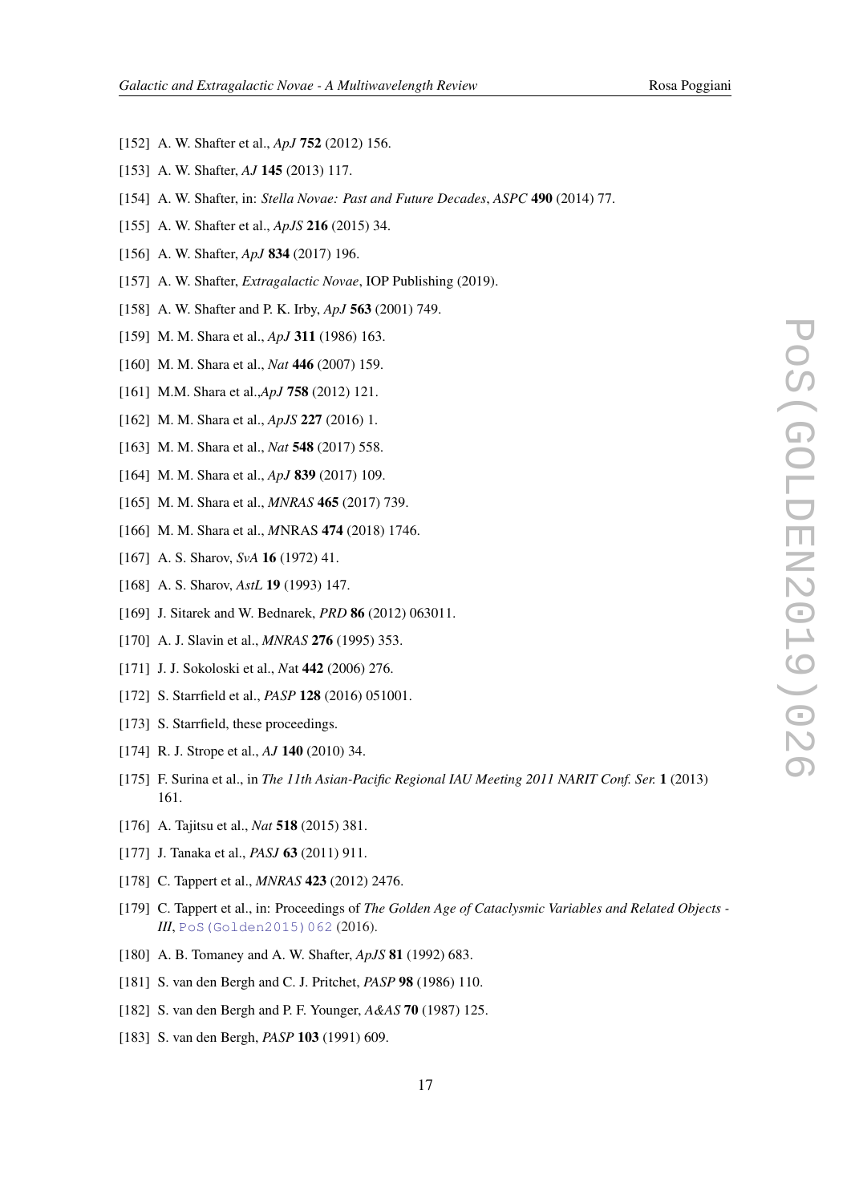[152] A. W. Shafter et al., *ApJ* **752** (2012) 156.

[153] A. W. Shafter, *AJ* **145** (2013) 117.

[154] A. W. Shafter, in: *Stella Novae: Past and Future Decades*, *ASPC* **490** (2014) 77.

[155] A. W. Shafter et al., *ApJS* **216** (2015) 34.

[156] A. W. Shafter, *ApJ* **834** (2017) 196.

[157] A. W. Shafter, *Extragalactic Novae*, IOP Publishing (2019).

[158] A. W. Shafter and P. K. Irby, *ApJ* **563** (2001) 749.

[159] M. M. Shara et al., *ApJ* **311** (1986) 163.

[160] M. M. Shara et al., *Nat* **446** (2007) 159.

[161] M.M. Shara et al.,*ApJ* **758** (2012) 121.

[162] M. M. Shara et al., *ApJS* **227** (2016) 1.

[163] M. M. Shara et al., *Nat* **548** (2017) 558.

[164] M. M. Shara et al., *ApJ* **839** (2017) 109.

[165] M. M. Shara et al., *MNRAS* **465** (2017) 739.

[166] M. M. Shara et al., *M*NRAS **474** (2018) 1746.

[167] A. S. Sharov, *SvA* **16** (1972) 41.

[168] A. S. Sharov, *AstL* **19** (1993) 147.

[169] J. Sitarek and W. Bednarek, *PRD* **86** (2012) 063011.

[170] A. J. Slavin et al., *MNRAS* **276** (1995) 353.

[171] J. J. Sokoloski et al., *N*at **442** (2006) 276.

[172] S. Starrfield et al., *PASP* **128** (2016) 051001.

[173] S. Starrfield, these proceedings.

[174] R. J. Strope et al., *AJ* **140** (2010) 34.

[175] F. Surina et al., in *The 11th Asian-Pacific Regional IAU Meeting 2011 NARIT Conf. Ser.* **1** (2013) 161.

[176] A. Tajitsu et al., *Nat* **518** (2015) 381.

[177] J. Tanaka et al., *PASJ* **63** (2011) 911.

[178] C. Tappert et al., *MNRAS* **423** (2012) 2476.

[179] C. Tappert et al., in: Proceedings of *The Golden Age of Cataclysmic Variables and Related Objects - III*, PoS(Golden2015)062 (2016).

[180] A. B. Tomaney and A. W. Shafter, *ApJS* **81** (1992) 683.

[181] S. van den Bergh and C. J. Pritchet, *PASP* **98** (1986) 110.

[182] S. van den Bergh and P. F. Younger, *A&AS* **70** (1987) 125.

[183] S. van den Bergh, *PASP* **103** (1991) 609.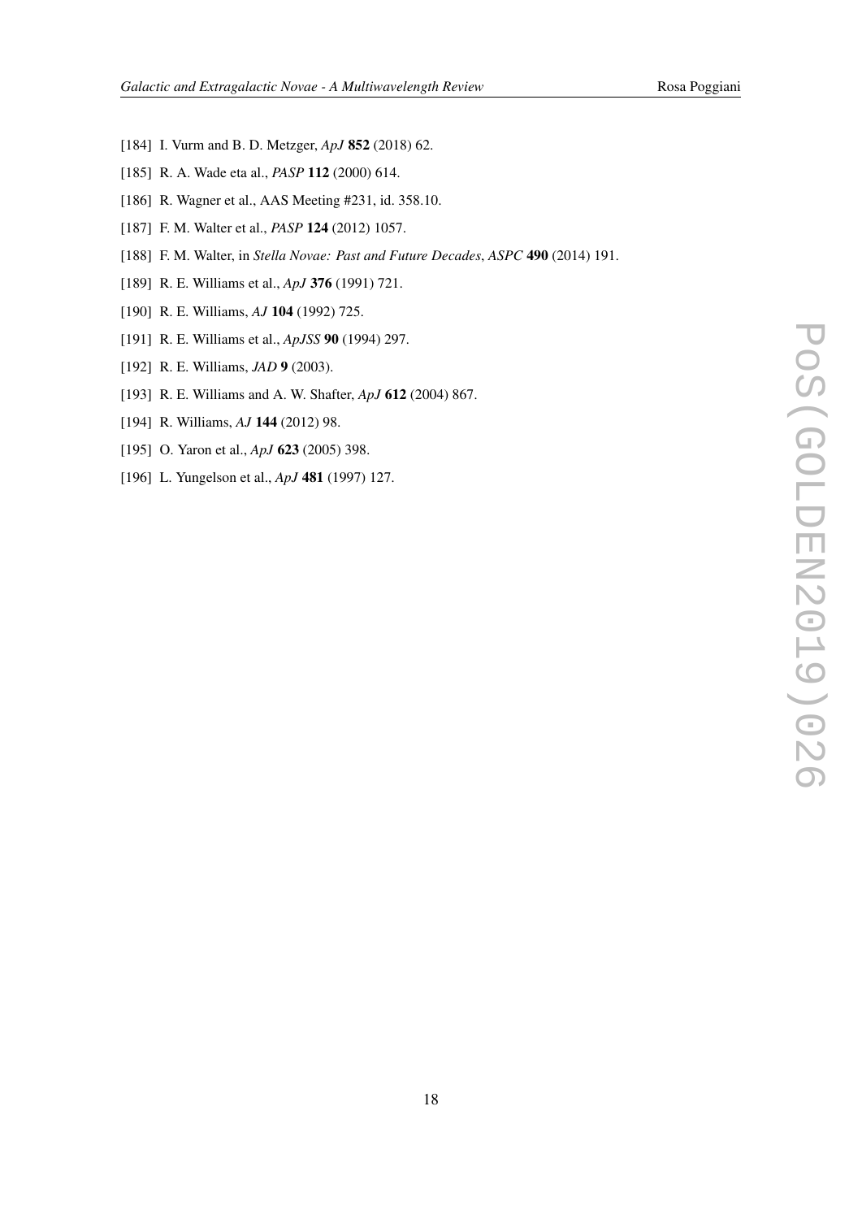[184] I. Vurm and B. D. Metzger, *ApJ* **852** (2018) 62.

[185] R. A. Wade eta al., *PASP* **112** (2000) 614.

[186] R. Wagner et al., AAS Meeting #231, id. 358.10.

[187] F. M. Walter et al., *PASP* **124** (2012) 1057.

[188] F. M. Walter, in *Stella Novae: Past and Future Decades*, *ASPC* **490** (2014) 191.

[189] R. E. Williams et al., *ApJ* **376** (1991) 721.

[190] R. E. Williams, *AJ* **104** (1992) 725.

[191] R. E. Williams et al., *ApJSS* **90** (1994) 297.

[192] R. E. Williams, *JAD* **9** (2003).

[193] R. E. Williams and A. W. Shafter, *ApJ* **612** (2004) 867.

[194] R. Williams, *AJ* **144** (2012) 98.

[195] O. Yaron et al., *ApJ* **623** (2005) 398.

[196] L. Yungelson et al., *ApJ* **481** (1997) 127.